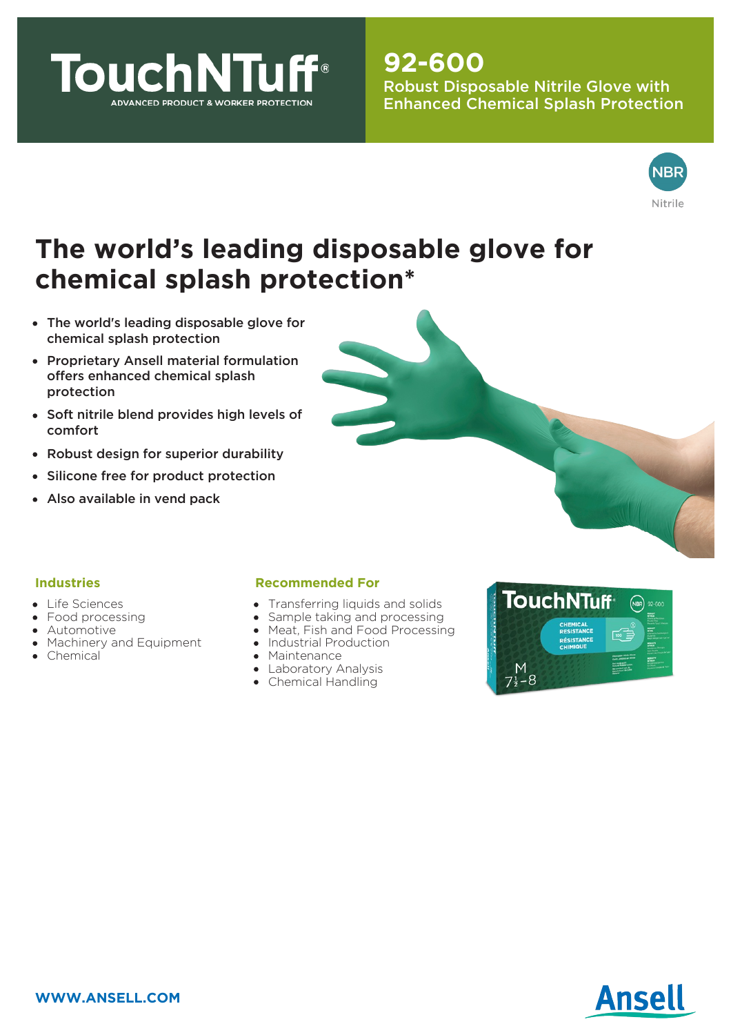# TouchNTuff®

ADVANCED PRODUCT & WORKER PROTECTION

## 92-600

Robust Disposable Nitrile Glove with Enhanced Chemical Splash Protection

NBR

Nitrile

# The world's leading disposable glove for chemical splash protection*

- The world's leading disposable glove for chemical splash protection
- Proprietary Ansell material formulation offers enhanced chemical splash protection
- Soft nitrile blend provides high levels of comfort
- Robust design for superior durability
- Silicone free for product protection
- Also available in vend pack

### Industries

- Life Sciences
- Food processing
- Automotive
- Machinery and Equipment
- Chemical

### Recommended For

- Transferring liquids and solids
- Sample taking and processing
- Meat, Fish and Food Processing
- Industrial Production
- Maintenance
- Laboratory Analysis
- Chemical Handling

WWW.ANSELL.COM

Ansell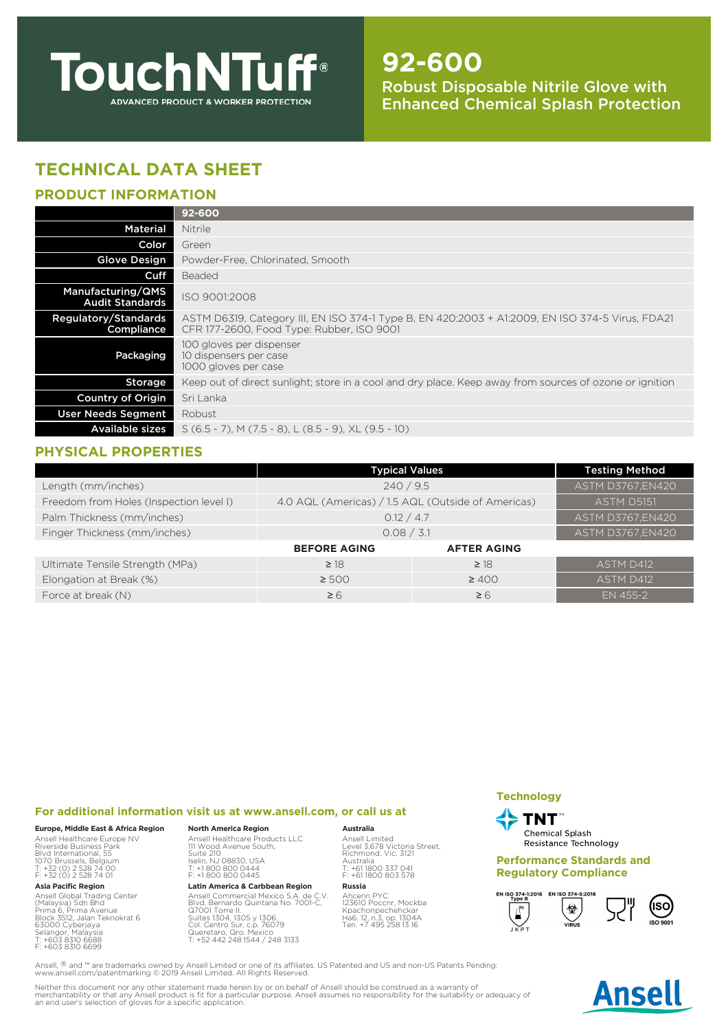# TouchNTuff®

ADVANCED PRODUCT & WORKER PROTECTION

## 92-600

Robust Disposable Nitrile Glove with Enhanced Chemical Splash Protection

# TECHNICAL DATA SHEET

## PRODUCT INFORMATION

| | 92-600 |
|---|---|
| Material | Nitrile |
| Color | Green |
| Glove Design | Powder-Free, Chlorinated, Smooth |
| Cuff | Beaded |
| Manufacturing/QMS Audit Standards | ISO 9001:2008 |
| Regulatory/Standards Compliance | ASTM D6319, Category III, EN ISO 374-1 Type B, EN 420:2003 + A1:2009, EN ISO 374-5 Virus, FDA21 CFR 177-2600, Food Type: Rubber, ISO 9001 |
| Packaging | 100 gloves per dispenser<br>10 dispensers per case<br>1000 gloves per case |
| Storage | Keep out of direct sunlight; store in a cool and dry place. Keep away from sources of ozone or ignition |
| Country of Origin | Sri Lanka |
| User Needs Segment | Robust |
| Available sizes | S (6.5 - 7), M (7.5 - 8), L (8.5 - 9), XL (9.5 - 10) |

## PHYSICAL PROPERTIES

| | Typical Values | | Testing Method |
|---|---|---|---|
| Length (mm/inches) | 240 / 9.5 | | ASTM D3767,EN420 |
| Freedom from Holes (Inspection level I) | 4.0 AQL (Americas) / 1.5 AQL (Outside of Americas) | | ASTM D5151 |
| Palm Thickness (mm/inches) | 0.12 / 4.7 | | ASTM D3767,EN420 |
| Finger Thickness (mm/inches) | 0.08 / 3.1 | | ASTM D3767,EN420 |
| | **BEFORE AGING** | **AFTER AGING** | |
| Ultimate Tensile Strength (MPa) | ≥ 18 | ≥ 18 | ASTM D412 |
| Elongation at Break (%) | ≥ 500 | ≥ 400 | ASTM D412 |
| Force at break (N) | ≥ 6 | ≥ 6 | EN 455-2 |

### For additional information visit us at www.ansell.com, or call us at

**Europe, Middle East & Africa Region**
Ansell Healthcare Europe NV
Riverside Business Park
Blvd International, 55
1070 Brussels, Belgium
T: +32 (0) 2 528 74 00
F: +32 (0) 2 528 74 01

**Asia Pacific Region**
Ansell Global Trading Center
(Malaysia) Sdn Bhd
Prima 6, Prima Avenue
Block 3512, Jalan Teknokrat 6
63000 Cyberjaya
Selangor, Malaysia
T: +603 8310 6688
F: +603 8310 6699

**North America Region**
Ansell Healthcare Products LLC
111 Wood Avenue South,
Suite 210
Iselin, NJ 08830, USA
T: +1 800 800 0444
F: +1 800 800 0445

**Latin America & Carbbean Region**
Ansell Commercial Mexico S.A. de C.V.
Blvd. Bernardo Quintana No. 7001-C,
Q7001 Torre II,
Suites 1304, 1305 y 1306,
Col. Centro Sur, c.p. 76079
Queretaro, Qro. Mexico
T: +52 442 248 1544 / 248 3133

**Australia**
Ansell Limited
Level 3,678 Victoria Street,
Richmond, Vic, 3121
Australia
T: +61 1800 337 041
F: +61 1800 803 578

**Russia**
Ансепл РУС
123610 Россия, Москва
Краснопресненская
Наб. 12, п.3, оф. 1304А
Тел. +7 495 258 13 16

### Technology

TNT™ Chemical Splash Resistance Technology

### Performance Standards and Regulatory Compliance

EN ISO 374-1:2016 Type B — JKPT

EN ISO 374-5:2016 — VIRUS

ISO 9001

Ansell, ® and ™ are trademarks owned by Ansell Limited or one of its affiliates. US Patented and US and non-US Patents Pending: www.ansell.com/patentmarking © 2019 Ansell Limited. All Rights Reserved.

Neither this document nor any other statement made herein by or on behalf of Ansell should be construed as a warranty of merchantability or that any Ansell product is fit for a particular purpose. Ansell assumes no responsibility for the suitability or adequacy of an end user's selection of gloves for a specific application.

Ansell